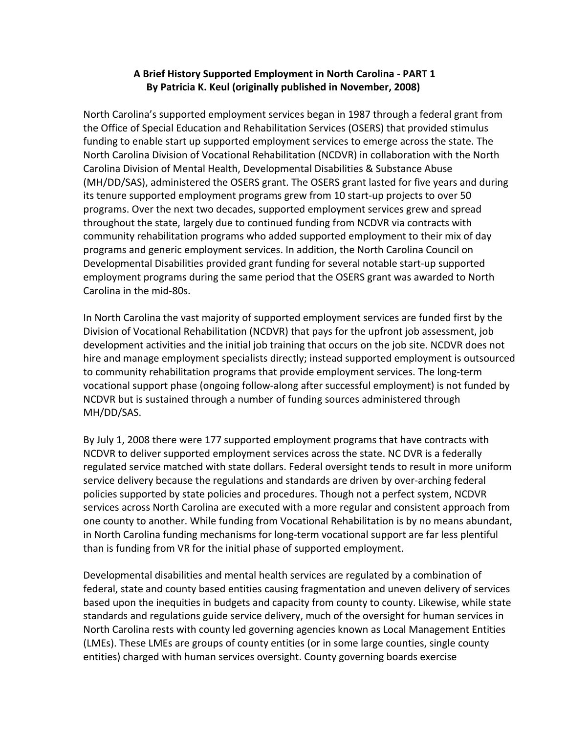**A Brief History Supported Employment in North Carolina - PART 1**
**By Patricia K. Keul (originally published in November, 2008)**

North Carolina's supported employment services began in 1987 through a federal grant from the Office of Special Education and Rehabilitation Services (OSERS) that provided stimulus funding to enable start up supported employment services to emerge across the state. The North Carolina Division of Vocational Rehabilitation (NCDVR) in collaboration with the North Carolina Division of Mental Health, Developmental Disabilities & Substance Abuse (MH/DD/SAS), administered the OSERS grant. The OSERS grant lasted for five years and during its tenure supported employment programs grew from 10 start-up projects to over 50 programs. Over the next two decades, supported employment services grew and spread throughout the state, largely due to continued funding from NCDVR via contracts with community rehabilitation programs who added supported employment to their mix of day programs and generic employment services. In addition, the North Carolina Council on Developmental Disabilities provided grant funding for several notable start-up supported employment programs during the same period that the OSERS grant was awarded to North Carolina in the mid-80s.

In North Carolina the vast majority of supported employment services are funded first by the Division of Vocational Rehabilitation (NCDVR) that pays for the upfront job assessment, job development activities and the initial job training that occurs on the job site. NCDVR does not hire and manage employment specialists directly; instead supported employment is outsourced to community rehabilitation programs that provide employment services. The long-term vocational support phase (ongoing follow-along after successful employment) is not funded by NCDVR but is sustained through a number of funding sources administered through MH/DD/SAS.

By July 1, 2008 there were 177 supported employment programs that have contracts with NCDVR to deliver supported employment services across the state. NC DVR is a federally regulated service matched with state dollars. Federal oversight tends to result in more uniform service delivery because the regulations and standards are driven by over-arching federal policies supported by state policies and procedures. Though not a perfect system, NCDVR services across North Carolina are executed with a more regular and consistent approach from one county to another. While funding from Vocational Rehabilitation is by no means abundant, in North Carolina funding mechanisms for long-term vocational support are far less plentiful than is funding from VR for the initial phase of supported employment.

Developmental disabilities and mental health services are regulated by a combination of federal, state and county based entities causing fragmentation and uneven delivery of services based upon the inequities in budgets and capacity from county to county. Likewise, while state standards and regulations guide service delivery, much of the oversight for human services in North Carolina rests with county led governing agencies known as Local Management Entities (LMEs). These LMEs are groups of county entities (or in some large counties, single county entities) charged with human services oversight. County governing boards exercise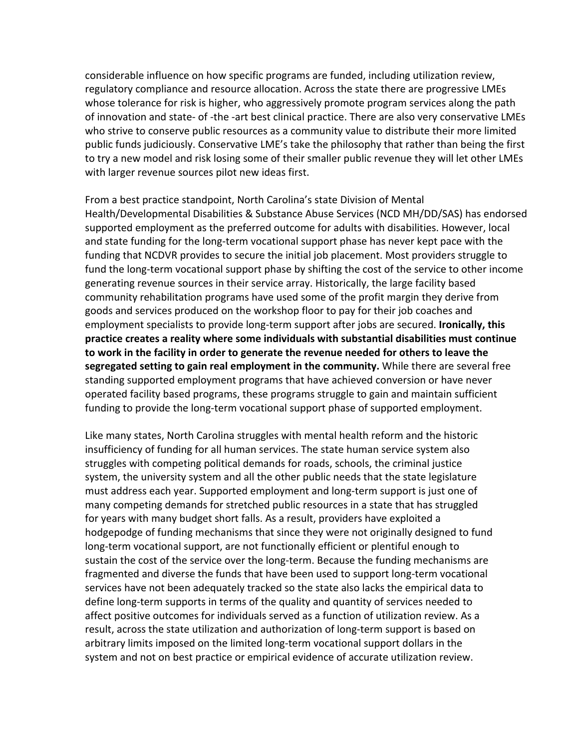considerable influence on how specific programs are funded, including utilization review, regulatory compliance and resource allocation. Across the state there are progressive LMEs whose tolerance for risk is higher, who aggressively promote program services along the path of innovation and state- of -the -art best clinical practice. There are also very conservative LMEs who strive to conserve public resources as a community value to distribute their more limited public funds judiciously. Conservative LME's take the philosophy that rather than being the first to try a new model and risk losing some of their smaller public revenue they will let other LMEs with larger revenue sources pilot new ideas first.

From a best practice standpoint, North Carolina's state Division of Mental Health/Developmental Disabilities & Substance Abuse Services (NCD MH/DD/SAS) has endorsed supported employment as the preferred outcome for adults with disabilities. However, local and state funding for the long-term vocational support phase has never kept pace with the funding that NCDVR provides to secure the initial job placement. Most providers struggle to fund the long-term vocational support phase by shifting the cost of the service to other income generating revenue sources in their service array. Historically, the large facility based community rehabilitation programs have used some of the profit margin they derive from goods and services produced on the workshop floor to pay for their job coaches and employment specialists to provide long-term support after jobs are secured. **Ironically, this practice creates a reality where some individuals with substantial disabilities must continue to work in the facility in order to generate the revenue needed for others to leave the segregated setting to gain real employment in the community.** While there are several free standing supported employment programs that have achieved conversion or have never operated facility based programs, these programs struggle to gain and maintain sufficient funding to provide the long-term vocational support phase of supported employment.

Like many states, North Carolina struggles with mental health reform and the historic insufficiency of funding for all human services. The state human service system also struggles with competing political demands for roads, schools, the criminal justice system, the university system and all the other public needs that the state legislature must address each year. Supported employment and long-term support is just one of many competing demands for stretched public resources in a state that has struggled for years with many budget short falls. As a result, providers have exploited a hodgepodge of funding mechanisms that since they were not originally designed to fund long-term vocational support, are not functionally efficient or plentiful enough to sustain the cost of the service over the long-term. Because the funding mechanisms are fragmented and diverse the funds that have been used to support long-term vocational services have not been adequately tracked so the state also lacks the empirical data to define long-term supports in terms of the quality and quantity of services needed to affect positive outcomes for individuals served as a function of utilization review. As a result, across the state utilization and authorization of long-term support is based on arbitrary limits imposed on the limited long-term vocational support dollars in the system and not on best practice or empirical evidence of accurate utilization review.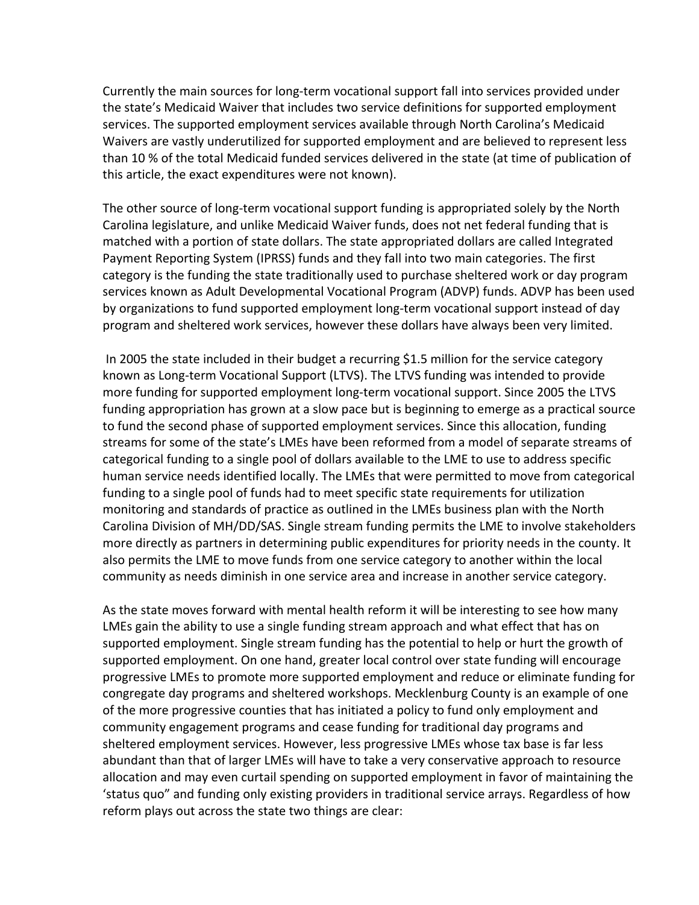Currently the main sources for long-term vocational support fall into services provided under the state's Medicaid Waiver that includes two service definitions for supported employment services. The supported employment services available through North Carolina's Medicaid Waivers are vastly underutilized for supported employment and are believed to represent less than 10 % of the total Medicaid funded services delivered in the state (at time of publication of this article, the exact expenditures were not known).

The other source of long-term vocational support funding is appropriated solely by the North Carolina legislature, and unlike Medicaid Waiver funds, does not net federal funding that is matched with a portion of state dollars. The state appropriated dollars are called Integrated Payment Reporting System (IPRSS) funds and they fall into two main categories. The first category is the funding the state traditionally used to purchase sheltered work or day program services known as Adult Developmental Vocational Program (ADVP) funds. ADVP has been used by organizations to fund supported employment long-term vocational support instead of day program and sheltered work services, however these dollars have always been very limited.

In 2005 the state included in their budget a recurring $1.5 million for the service category known as Long-term Vocational Support (LTVS). The LTVS funding was intended to provide more funding for supported employment long-term vocational support. Since 2005 the LTVS funding appropriation has grown at a slow pace but is beginning to emerge as a practical source to fund the second phase of supported employment services. Since this allocation, funding streams for some of the state's LMEs have been reformed from a model of separate streams of categorical funding to a single pool of dollars available to the LME to use to address specific human service needs identified locally. The LMEs that were permitted to move from categorical funding to a single pool of funds had to meet specific state requirements for utilization monitoring and standards of practice as outlined in the LMEs business plan with the North Carolina Division of MH/DD/SAS. Single stream funding permits the LME to involve stakeholders more directly as partners in determining public expenditures for priority needs in the county. It also permits the LME to move funds from one service category to another within the local community as needs diminish in one service area and increase in another service category.

As the state moves forward with mental health reform it will be interesting to see how many LMEs gain the ability to use a single funding stream approach and what effect that has on supported employment. Single stream funding has the potential to help or hurt the growth of supported employment. On one hand, greater local control over state funding will encourage progressive LMEs to promote more supported employment and reduce or eliminate funding for congregate day programs and sheltered workshops. Mecklenburg County is an example of one of the more progressive counties that has initiated a policy to fund only employment and community engagement programs and cease funding for traditional day programs and sheltered employment services. However, less progressive LMEs whose tax base is far less abundant than that of larger LMEs will have to take a very conservative approach to resource allocation and may even curtail spending on supported employment in favor of maintaining the 'status quo" and funding only existing providers in traditional service arrays. Regardless of how reform plays out across the state two things are clear: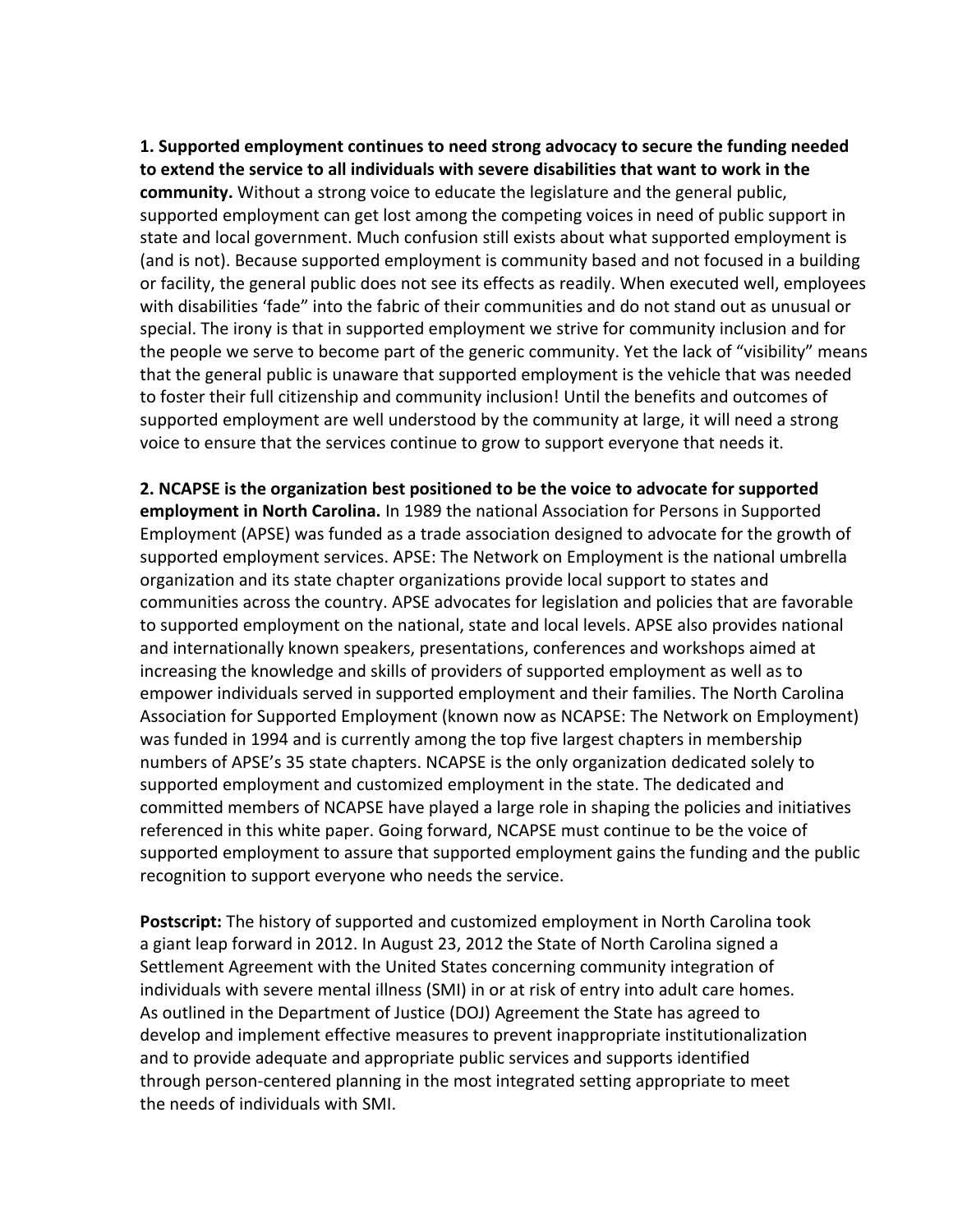**1. Supported employment continues to need strong advocacy to secure the funding needed to extend the service to all individuals with severe disabilities that want to work in the community.** Without a strong voice to educate the legislature and the general public, supported employment can get lost among the competing voices in need of public support in state and local government. Much confusion still exists about what supported employment is (and is not). Because supported employment is community based and not focused in a building or facility, the general public does not see its effects as readily. When executed well, employees with disabilities 'fade" into the fabric of their communities and do not stand out as unusual or special. The irony is that in supported employment we strive for community inclusion and for the people we serve to become part of the generic community. Yet the lack of "visibility" means that the general public is unaware that supported employment is the vehicle that was needed to foster their full citizenship and community inclusion! Until the benefits and outcomes of supported employment are well understood by the community at large, it will need a strong voice to ensure that the services continue to grow to support everyone that needs it.

**2. NCAPSE is the organization best positioned to be the voice to advocate for supported employment in North Carolina.** In 1989 the national Association for Persons in Supported Employment (APSE) was funded as a trade association designed to advocate for the growth of supported employment services. APSE: The Network on Employment is the national umbrella organization and its state chapter organizations provide local support to states and communities across the country. APSE advocates for legislation and policies that are favorable to supported employment on the national, state and local levels. APSE also provides national and internationally known speakers, presentations, conferences and workshops aimed at increasing the knowledge and skills of providers of supported employment as well as to empower individuals served in supported employment and their families. The North Carolina Association for Supported Employment (known now as NCAPSE: The Network on Employment) was funded in 1994 and is currently among the top five largest chapters in membership numbers of APSE's 35 state chapters. NCAPSE is the only organization dedicated solely to supported employment and customized employment in the state. The dedicated and committed members of NCAPSE have played a large role in shaping the policies and initiatives referenced in this white paper. Going forward, NCAPSE must continue to be the voice of supported employment to assure that supported employment gains the funding and the public recognition to support everyone who needs the service.

**Postscript:** The history of supported and customized employment in North Carolina took a giant leap forward in 2012. In August 23, 2012 the State of North Carolina signed a Settlement Agreement with the United States concerning community integration of individuals with severe mental illness (SMI) in or at risk of entry into adult care homes. As outlined in the Department of Justice (DOJ) Agreement the State has agreed to develop and implement effective measures to prevent inappropriate institutionalization and to provide adequate and appropriate public services and supports identified through person-centered planning in the most integrated setting appropriate to meet the needs of individuals with SMI.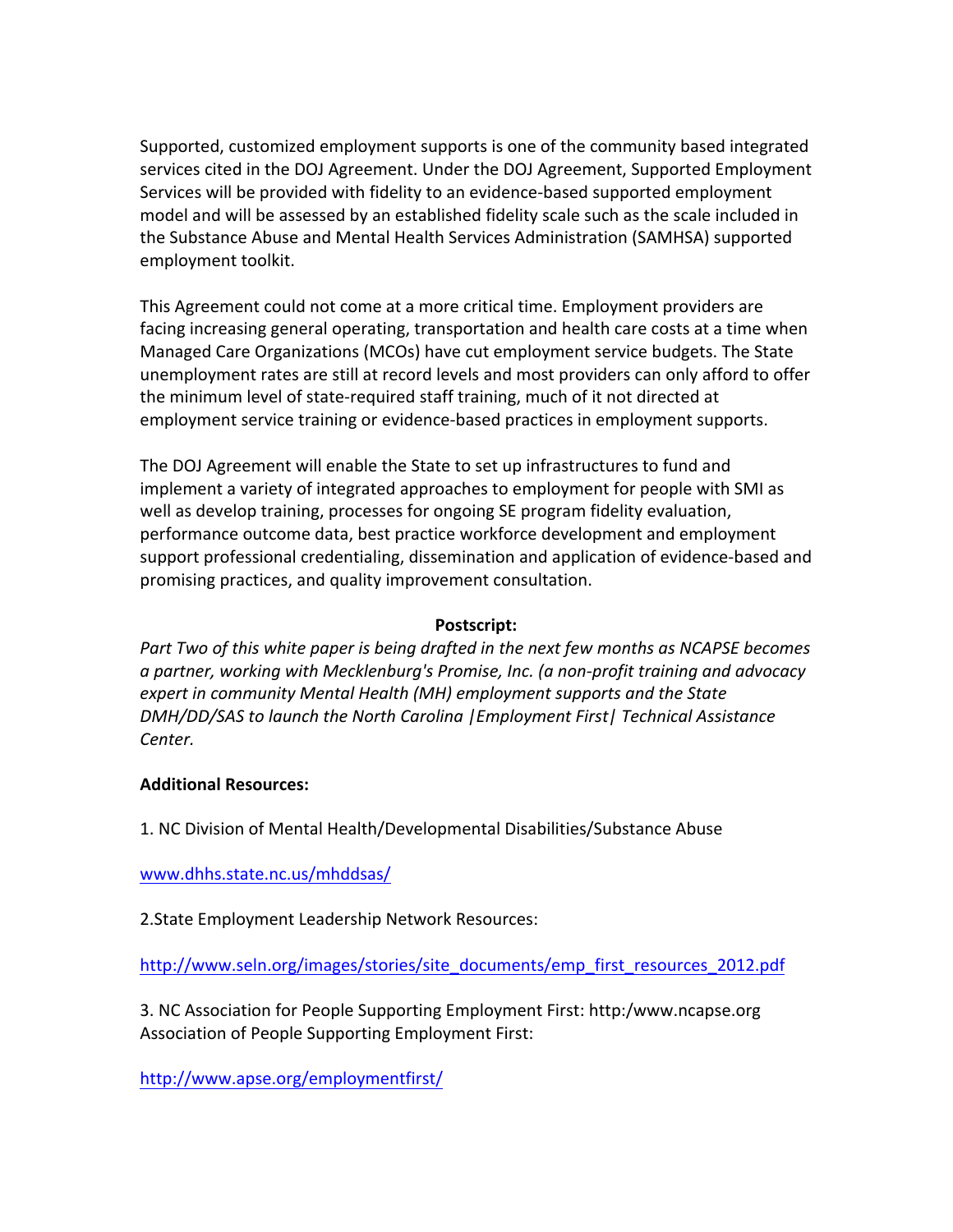Supported, customized employment supports is one of the community based integrated services cited in the DOJ Agreement. Under the DOJ Agreement, Supported Employment Services will be provided with fidelity to an evidence-based supported employment model and will be assessed by an established fidelity scale such as the scale included in the Substance Abuse and Mental Health Services Administration (SAMHSA) supported employment toolkit.

This Agreement could not come at a more critical time. Employment providers are facing increasing general operating, transportation and health care costs at a time when Managed Care Organizations (MCOs) have cut employment service budgets. The State unemployment rates are still at record levels and most providers can only afford to offer the minimum level of state-required staff training, much of it not directed at employment service training or evidence-based practices in employment supports.

The DOJ Agreement will enable the State to set up infrastructures to fund and implement a variety of integrated approaches to employment for people with SMI as well as develop training, processes for ongoing SE program fidelity evaluation, performance outcome data, best practice workforce development and employment support professional credentialing, dissemination and application of evidence-based and promising practices, and quality improvement consultation.

**Postscript:**

*Part Two of this white paper is being drafted in the next few months as NCAPSE becomes a partner, working with Mecklenburg's Promise, Inc. (a non-profit training and advocacy expert in community Mental Health (MH) employment supports and the State DMH/DD/SAS to launch the North Carolina |Employment First| Technical Assistance Center.*

**Additional Resources:**

1. NC Division of Mental Health/Developmental Disabilities/Substance Abuse

www.dhhs.state.nc.us/mhddsas/

2.State Employment Leadership Network Resources:

http://www.seln.org/images/stories/site_documents/emp_first_resources_2012.pdf

3. NC Association for People Supporting Employment First: http:/www.ncapse.org
Association of People Supporting Employment First:

http://www.apse.org/employmentfirst/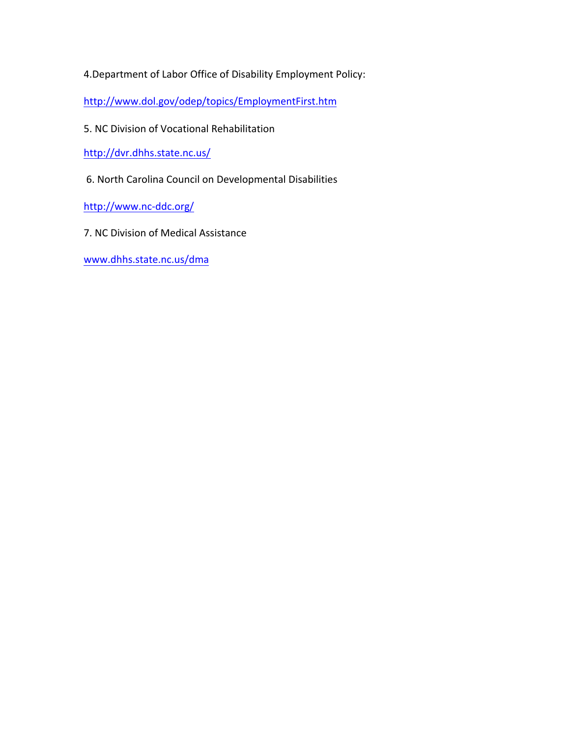4.Department of Labor Office of Disability Employment Policy:

http://www.dol.gov/odep/topics/EmploymentFirst.htm

5. NC Division of Vocational Rehabilitation

http://dvr.dhhs.state.nc.us/

6. North Carolina Council on Developmental Disabilities

http://www.nc-ddc.org/

7. NC Division of Medical Assistance

www.dhhs.state.nc.us/dma